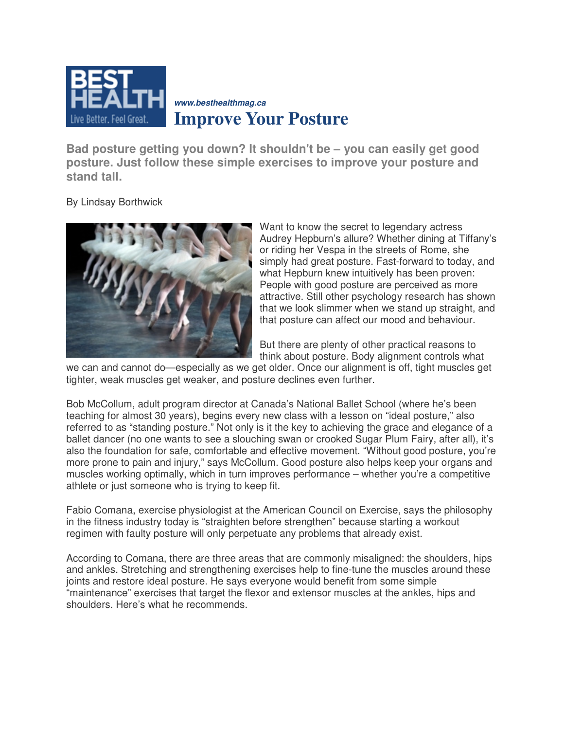BEST HEALTH
Live Better. Feel Great.

*www.besthealthmag.ca*

# Improve Your Posture

**Bad posture getting you down? It shouldn't be – you can easily get good posture. Just follow these simple exercises to improve your posture and stand tall.**

By Lindsay Borthwick

Want to know the secret to legendary actress Audrey Hepburn's allure? Whether dining at Tiffany's or riding her Vespa in the streets of Rome, she simply had great posture. Fast-forward to today, and what Hepburn knew intuitively has been proven: People with good posture are perceived as more attractive. Still other psychology research has shown that we look slimmer when we stand up straight, and that posture can affect our mood and behaviour.

But there are plenty of other practical reasons to think about posture. Body alignment controls what we can and cannot do—especially as we get older. Once our alignment is off, tight muscles get tighter, weak muscles get weaker, and posture declines even further.

Bob McCollum, adult program director at Canada's National Ballet School (where he's been teaching for almost 30 years), begins every new class with a lesson on "ideal posture," also referred to as "standing posture." Not only is it the key to achieving the grace and elegance of a ballet dancer (no one wants to see a slouching swan or crooked Sugar Plum Fairy, after all), it's also the foundation for safe, comfortable and effective movement. "Without good posture, you're more prone to pain and injury," says McCollum. Good posture also helps keep your organs and muscles working optimally, which in turn improves performance – whether you're a competitive athlete or just someone who is trying to keep fit.

Fabio Comana, exercise physiologist at the American Council on Exercise, says the philosophy in the fitness industry today is "straighten before strengthen" because starting a workout regimen with faulty posture will only perpetuate any problems that already exist.

According to Comana, there are three areas that are commonly misaligned: the shoulders, hips and ankles. Stretching and strengthening exercises help to fine-tune the muscles around these joints and restore ideal posture. He says everyone would benefit from some simple "maintenance" exercises that target the flexor and extensor muscles at the ankles, hips and shoulders. Here's what he recommends.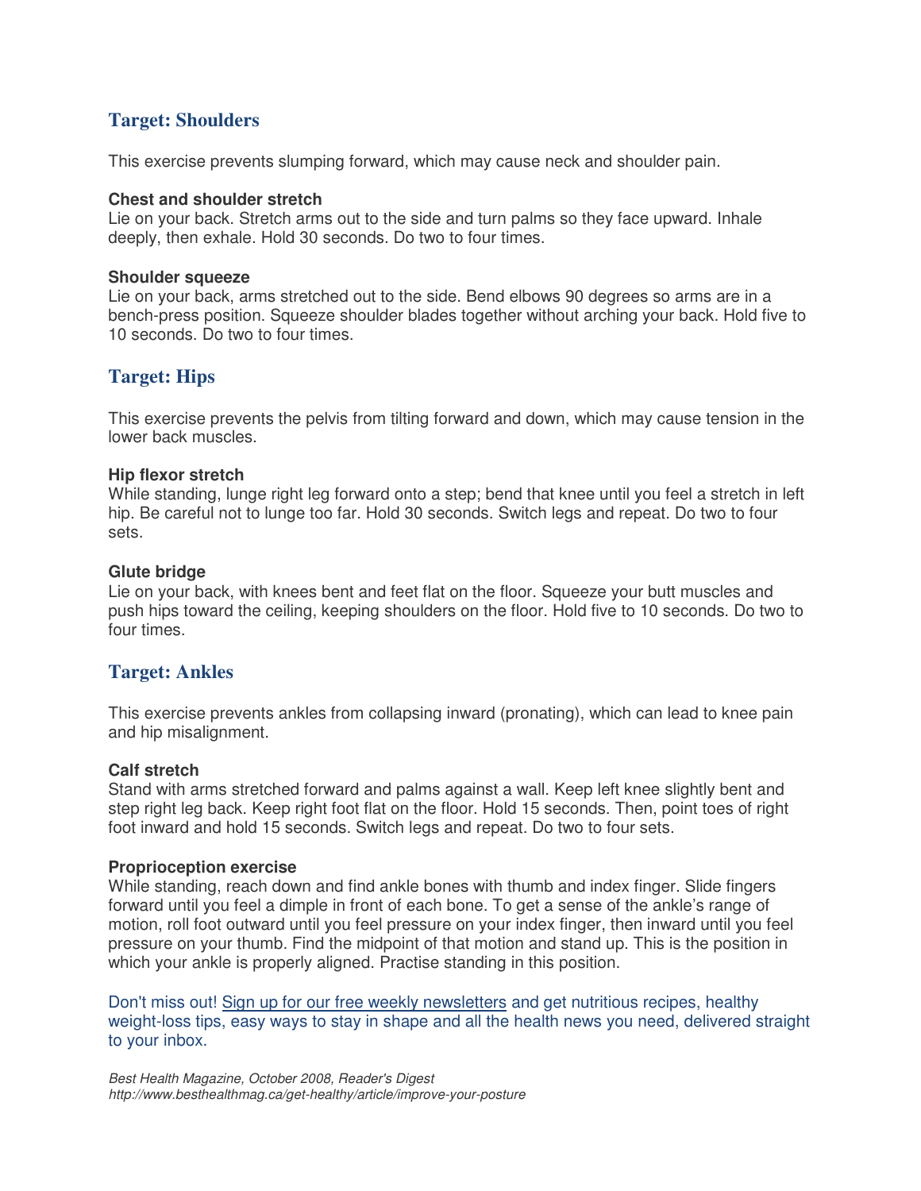## Target: Shoulders

This exercise prevents slumping forward, which may cause neck and shoulder pain.

**Chest and shoulder stretch**
Lie on your back. Stretch arms out to the side and turn palms so they face upward. Inhale deeply, then exhale. Hold 30 seconds. Do two to four times.

**Shoulder squeeze**
Lie on your back, arms stretched out to the side. Bend elbows 90 degrees so arms are in a bench-press position. Squeeze shoulder blades together without arching your back. Hold five to 10 seconds. Do two to four times.

## Target: Hips

This exercise prevents the pelvis from tilting forward and down, which may cause tension in the lower back muscles.

**Hip flexor stretch**
While standing, lunge right leg forward onto a step; bend that knee until you feel a stretch in left hip. Be careful not to lunge too far. Hold 30 seconds. Switch legs and repeat. Do two to four sets.

**Glute bridge**
Lie on your back, with knees bent and feet flat on the floor. Squeeze your butt muscles and push hips toward the ceiling, keeping shoulders on the floor. Hold five to 10 seconds. Do two to four times.

## Target: Ankles

This exercise prevents ankles from collapsing inward (pronating), which can lead to knee pain and hip misalignment.

**Calf stretch**
Stand with arms stretched forward and palms against a wall. Keep left knee slightly bent and step right leg back. Keep right foot flat on the floor. Hold 15 seconds. Then, point toes of right foot inward and hold 15 seconds. Switch legs and repeat. Do two to four sets.

**Proprioception exercise**
While standing, reach down and find ankle bones with thumb and index finger. Slide fingers forward until you feel a dimple in front of each bone. To get a sense of the ankle's range of motion, roll foot outward until you feel pressure on your index finger, then inward until you feel pressure on your thumb. Find the midpoint of that motion and stand up. This is the position in which your ankle is properly aligned. Practise standing in this position.

Don't miss out! Sign up for our free weekly newsletters and get nutritious recipes, healthy weight-loss tips, easy ways to stay in shape and all the health news you need, delivered straight to your inbox.

*Best Health Magazine, October 2008, Reader's Digest*
*http://www.besthealthmag.ca/get-healthy/article/improve-your-posture*